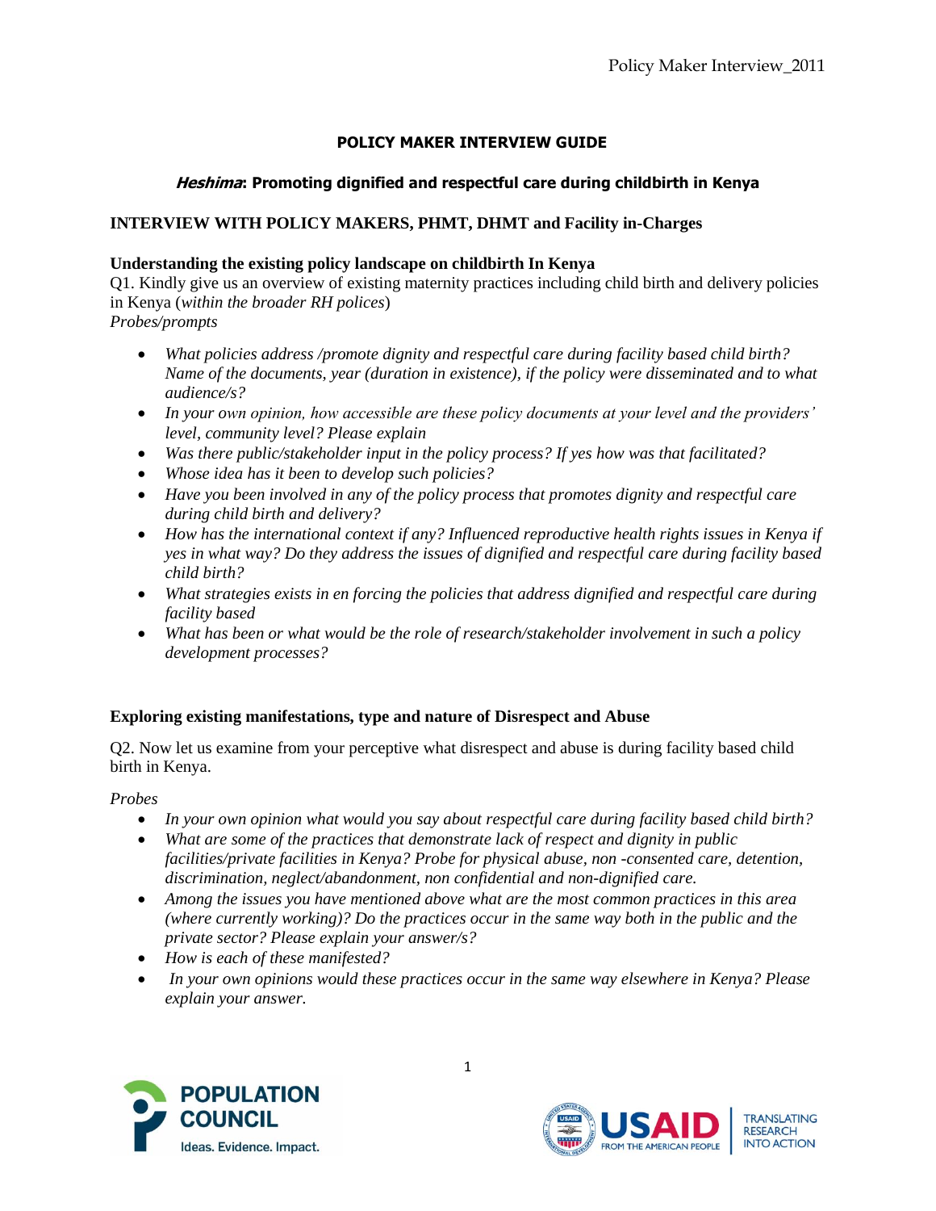# POLICY MAKER INTERVIEW GUIDE

## *Heshima*: Promoting dignified and respectful care during childbirth in Kenya

### INTERVIEW WITH POLICY MAKERS, PHMT, DHMT and Facility in-Charges

**Understanding the existing policy landscape on childbirth In Kenya**

Q1. Kindly give us an overview of existing maternity practices including child birth and delivery policies in Kenya (*within the broader RH polices*)

*Probes/prompts*

- *What policies address /promote dignity and respectful care during facility based child birth? Name of the documents, year (duration in existence), if the policy were disseminated and to what audience/s?*
- *In your own opinion, how accessible are these policy documents at your level and the providers' level, community level? Please explain*
- *Was there public/stakeholder input in the policy process? If yes how was that facilitated?*
- *Whose idea has it been to develop such policies?*
- *Have you been involved in any of the policy process that promotes dignity and respectful care during child birth and delivery?*
- *How has the international context if any? Influenced reproductive health rights issues in Kenya if yes in what way? Do they address the issues of dignified and respectful care during facility based child birth?*
- *What strategies exists in en forcing the policies that address dignified and respectful care during facility based*
- *What has been or what would be the role of research/stakeholder involvement in such a policy development processes?*

**Exploring existing manifestations, type and nature of Disrespect and Abuse**

Q2. Now let us examine from your perceptive what disrespect and abuse is during facility based child birth in Kenya.

*Probes*

- *In your own opinion what would you say about respectful care during facility based child birth?*
- *What are some of the practices that demonstrate lack of respect and dignity in public facilities/private facilities in Kenya? Probe for physical abuse, non -consented care, detention, discrimination, neglect/abandonment, non confidential and non-dignified care.*
- *Among the issues you have mentioned above what are the most common practices in this area (where currently working)? Do the practices occur in the same way both in the public and the private sector? Please explain your answer/s?*
- *How is each of these manifested?*
- *In your own opinions would these practices occur in the same way elsewhere in Kenya? Please explain your answer.*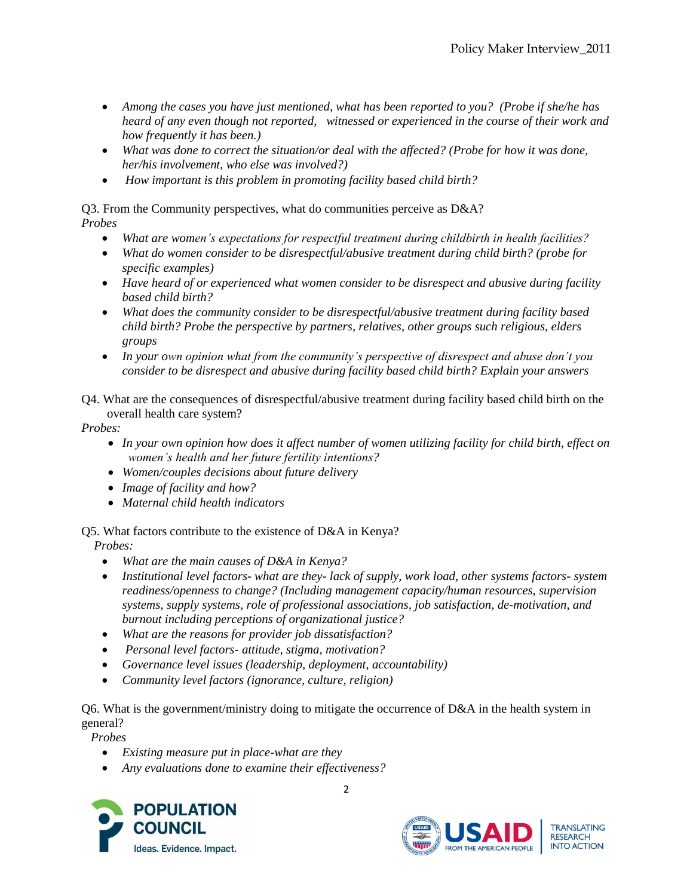- *Among the cases you have just mentioned, what has been reported to you? (Probe if she/he has heard of any even though not reported, witnessed or experienced in the course of their work and how frequently it has been.)*
- *What was done to correct the situation/or deal with the affected? (Probe for how it was done, her/his involvement, who else was involved?)*
- *How important is this problem in promoting facility based child birth?*

Q3. From the Community perspectives, what do communities perceive as D&A?

*Probes*

- *What are women's expectations for respectful treatment during childbirth in health facilities?*
- *What do women consider to be disrespectful/abusive treatment during child birth? (probe for specific examples)*
- *Have heard of or experienced what women consider to be disrespect and abusive during facility based child birth?*
- *What does the community consider to be disrespectful/abusive treatment during facility based child birth? Probe the perspective by partners, relatives, other groups such religious, elders groups*
- *In your own opinion what from the community's perspective of disrespect and abuse don't you consider to be disrespect and abusive during facility based child birth? Explain your answers*

Q4. What are the consequences of disrespectful/abusive treatment during facility based child birth on the overall health care system?

*Probes:*

- *In your own opinion how does it affect number of women utilizing facility for child birth, effect on women's health and her future fertility intentions?*
- *Women/couples decisions about future delivery*
- *Image of facility and how?*
- *Maternal child health indicators*

Q5. What factors contribute to the existence of D&A in Kenya?

*Probes:*

- *What are the main causes of D&A in Kenya?*
- *Institutional level factors- what are they- lack of supply, work load, other systems factors- system readiness/openness to change? (Including management capacity/human resources, supervision systems, supply systems, role of professional associations, job satisfaction, de-motivation, and burnout including perceptions of organizational justice?*
- *What are the reasons for provider job dissatisfaction?*
- *Personal level factors- attitude, stigma, motivation?*
- *Governance level issues (leadership, deployment, accountability)*
- *Community level factors (ignorance, culture, religion)*

Q6. What is the government/ministry doing to mitigate the occurrence of D&A in the health system in general?

*Probes*

- *Existing measure put in place-what are they*
- *Any evaluations done to examine their effectiveness?*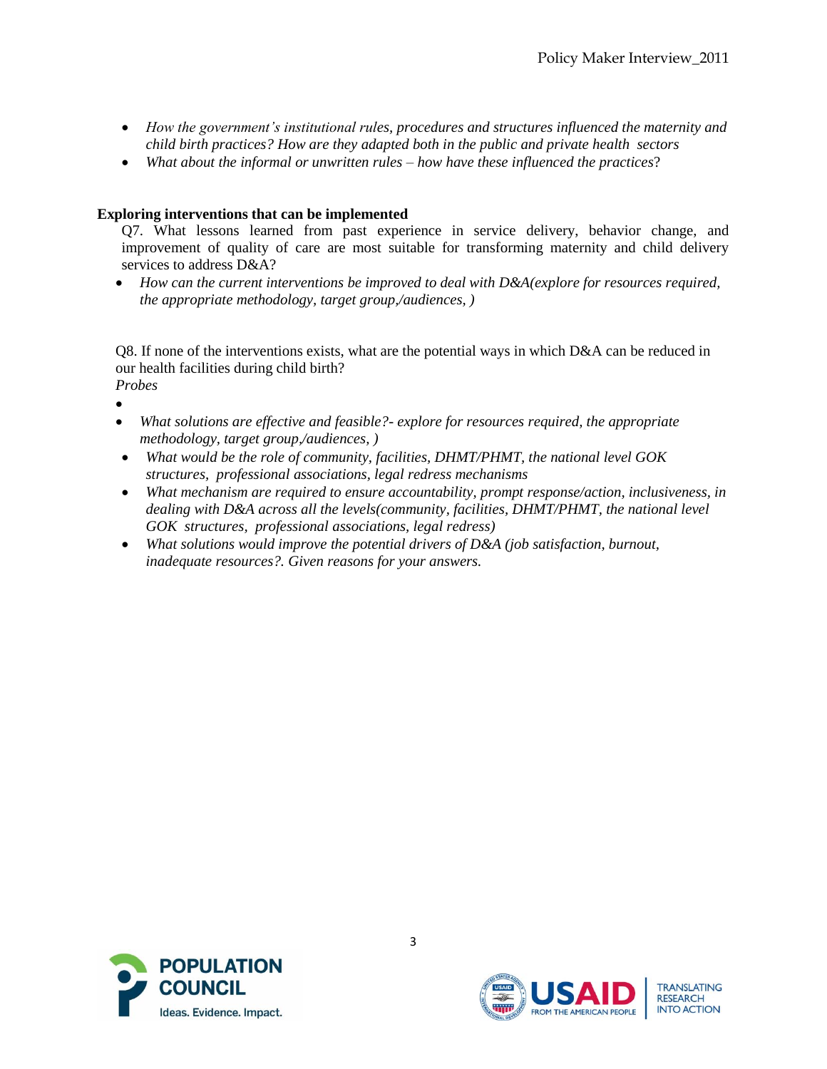- *How the government's institutional rules, procedures and structures influenced the maternity and child birth practices? How are they adapted both in the public and private health sectors*
- *What about the informal or unwritten rules – how have these influenced the practices*?

**Exploring interventions that can be implemented**

Q7. What lessons learned from past experience in service delivery, behavior change, and improvement of quality of care are most suitable for transforming maternity and child delivery services to address D&A?

- *How can the current interventions be improved to deal with D&A(explore for resources required, the appropriate methodology, target group,/audiences, )*

Q8. If none of the interventions exists, what are the potential ways in which D&A can be reduced in our health facilities during child birth?

*Probes*

- *What solutions are effective and feasible?- explore for resources required, the appropriate methodology, target group,/audiences, )*
- *What would be the role of community, facilities, DHMT/PHMT, the national level GOK structures, professional associations, legal redress mechanisms*
- *What mechanism are required to ensure accountability, prompt response/action, inclusiveness, in dealing with D&A across all the levels(community, facilities, DHMT/PHMT, the national level GOK structures, professional associations, legal redress)*
- *What solutions would improve the potential drivers of D&A (job satisfaction, burnout, inadequate resources?. Given reasons for your answers.*